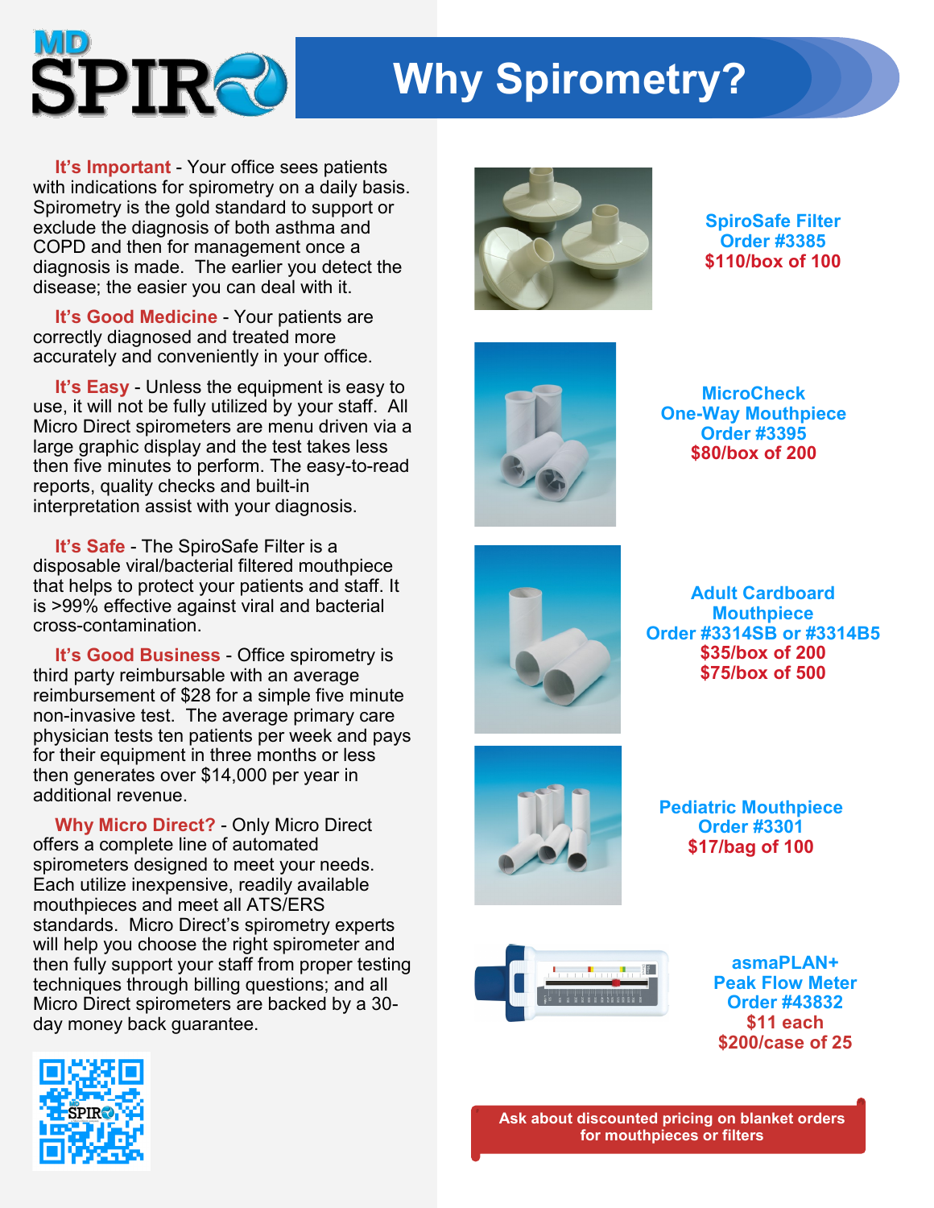# Why Spirometry?

**It's Important** - Your office sees patients with indications for spirometry on a daily basis. Spirometry is the gold standard to support or exclude the diagnosis of both asthma and COPD and then for management once a diagnosis is made. The earlier you detect the disease; the easier you can deal with it.

**It's Good Medicine** - Your patients are correctly diagnosed and treated more accurately and conveniently in your office.

**It's Easy** - Unless the equipment is easy to use, it will not be fully utilized by your staff. All Micro Direct spirometers are menu driven via a large graphic display and the test takes less then five minutes to perform. The easy-to-read reports, quality checks and built-in interpretation assist with your diagnosis.

**It's Safe** - The SpiroSafe Filter is a disposable viral/bacterial filtered mouthpiece that helps to protect your patients and staff. It is >99% effective against viral and bacterial cross-contamination.

**It's Good Business** - Office spirometry is third party reimbursable with an average reimbursement of $28 for a simple five minute non-invasive test. The average primary care physician tests ten patients per week and pays for their equipment in three months or less then generates over $14,000 per year in additional revenue.

**Why Micro Direct?** - Only Micro Direct offers a complete line of automated spirometers designed to meet your needs. Each utilize inexpensive, readily available mouthpieces and meet all ATS/ERS standards. Micro Direct's spirometry experts will help you choose the right spirometer and then fully support your staff from proper testing techniques through billing questions; and all Micro Direct spirometers are backed by a 30-day money back guarantee.

**SpiroSafe Filter**
**Order #3385**
**$110/box of 100**

**MicroCheck One-Way Mouthpiece**
**Order #3395**
**$80/box of 200**

**Adult Cardboard Mouthpiece**
**Order #3314SB or #3314B5**
**$35/box of 200**
**$75/box of 500**

**Pediatric Mouthpiece**
**Order #3301**
**$17/bag of 100**

**asmaPLAN+ Peak Flow Meter**
**Order #43832**
**$11 each**
**$200/case of 25**

**Ask about discounted pricing on blanket orders for mouthpieces or filters**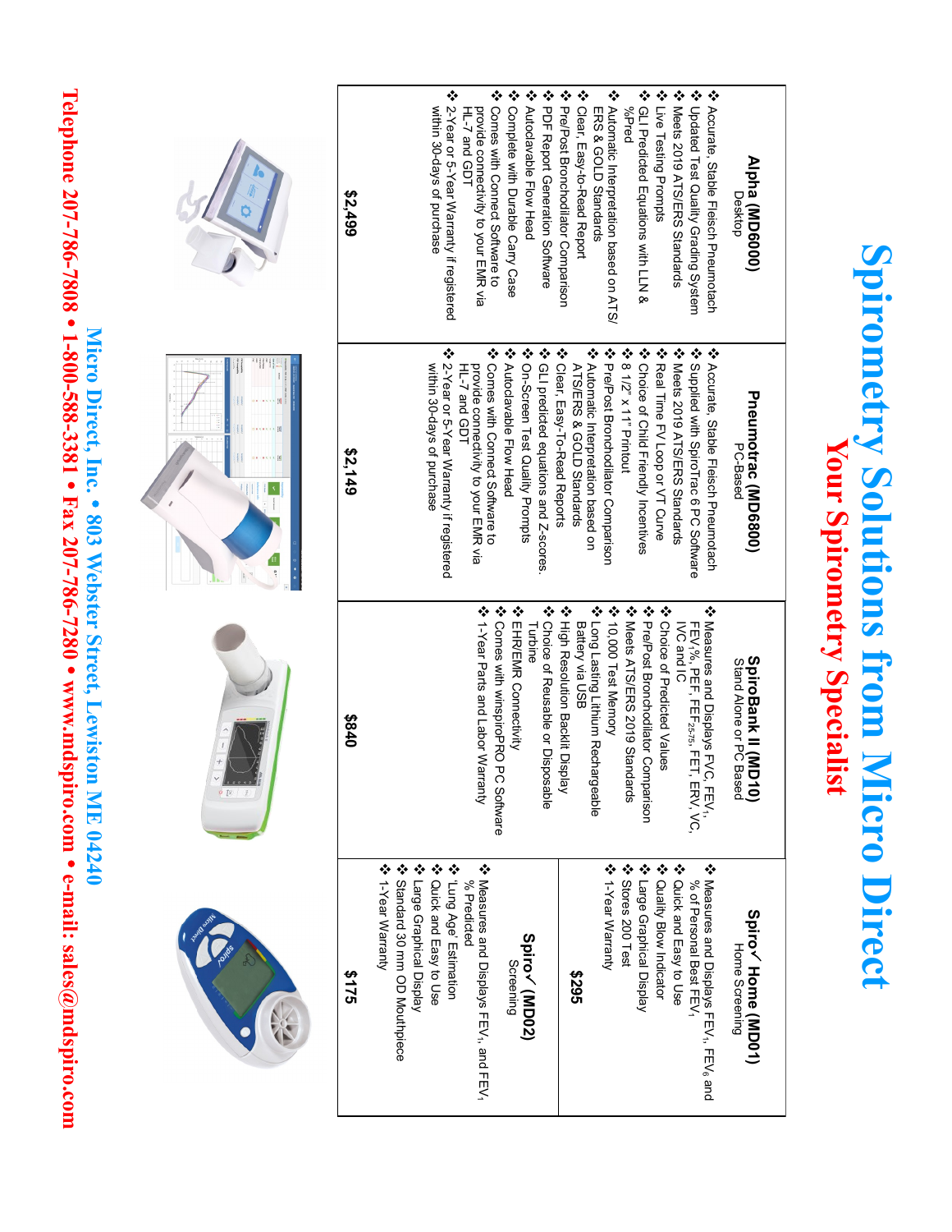# Spirometry Solutions from Micro Direct

## Your Spirometry Specialist

| Alpha (MD6000) Desktop | Pneumotrac (MD6800) PC-Based | SpiroBank II (MD10) Stand Alone or PC Based | Spiro✓ Home (MD01) Home Screening / Spiro✓ (MD02) Screening |
|---|---|---|---|
| ❖ Accurate, Stable Fleisch Pneumotach<br>❖ Updated Test Quality Grading System<br>❖ Meets 2019 ATS/ERS Standards<br>❖ Live Testing Prompts<br>❖ GLI Predicted Equations with LLN & %Pred<br>❖ Automatic Interpretation based on ATS/ERS & GOLD Standards<br>❖ Clear, Easy-to-Read Report<br>❖ Pre/Post Bronchodilator Comparison<br>❖ PDF Report Generation Software<br>❖ Autoclavable Flow Head<br>❖ Complete with Durable Carry Case<br>❖ Comes with Connect Software to provide connectivity to your EMR via HL-7 and GDT<br>❖ 2-Year or 5-Year Warranty if registered within 30-days of purchase | ❖ Accurate, Stable Fleisch Pneumotach<br>❖ Supplied with SpiroTrac 6 PC Software<br>❖ Meets 2019 ATS/ERS Standards<br>❖ Real Time FV Loop or VT Curve<br>❖ Choice of Child Friendly Incentives<br>❖ 8 1/2" x 11" Printout<br>❖ Pre/Post Bronchodilator Comparison<br>❖ Automatic Interpretation based on ATS/ERS & GOLD Standards<br>❖ Clear, Easy-To-Read Reports<br>❖ GLI predicted equations and Z-scores.<br>❖ On-Screen Test Quality Prompts<br>❖ Autoclavable Flow Head<br>❖ Comes with Connect Software to provide connectivity to your EMR via HL-7 and GDT<br>❖ 2-Year or 5-Year Warranty if registered within 30-days of purchase | ❖ Measures and Displays FVC, $FEV_1$, $FEV_1$%, PEF, $FEF_{25-75}$, FET, ERV, VC, IVC and IC<br>❖ Choice of Predicted Values<br>❖ Pre/Post Bronchodilator Comparison<br>❖ Meets ATS/ERS 2019 Standards<br>❖ 10,000 Test Memory<br>❖ Long Lasting Lithium Rechargeable Battery via USB<br>❖ High Resolution Backlit Display<br>❖ Choice of Reusable or Disposable Turbine<br>❖ EHR/EMR Connectivity<br>❖ Comes with winspiroPRO PC Software<br>❖ 1-Year Parts and Labor Warranty | **Spiro✓ Home (MD01)** Home Screening<br>❖ Measures and Displays $FEV_1$, $FEV_6$ and % of Personal Best $FEV_1$<br>❖ Quick and Easy to Use<br>❖ Quality Blow Indicator<br>❖ Large Graphical Display<br>❖ Stores 200 Test<br>❖ 1-Year Warranty<br>**$295**<br><br>**Spiro✓ (MD02)** Screening<br>❖ Measures and Displays $FEV_1$, and $FEV_1$ % Predicted<br>❖ 'Lung Age' Estimation<br>❖ Quick and Easy to Use<br>❖ Large Graphical Display<br>❖ Standard 30 mm OD Mouthpiece<br>❖ 1-Year Warranty |
| **$2,499** | **$2,149** | **$840** | **$175** |

**Micro Direct, Inc. • 803 Webster Street, Lewiston ME 04240**

**Telephone 207-786-7808 • 1-800-588-3381 • Fax 207-786-7280 • www.mdspiro.com • e-mail: sales@mdspiro.com**